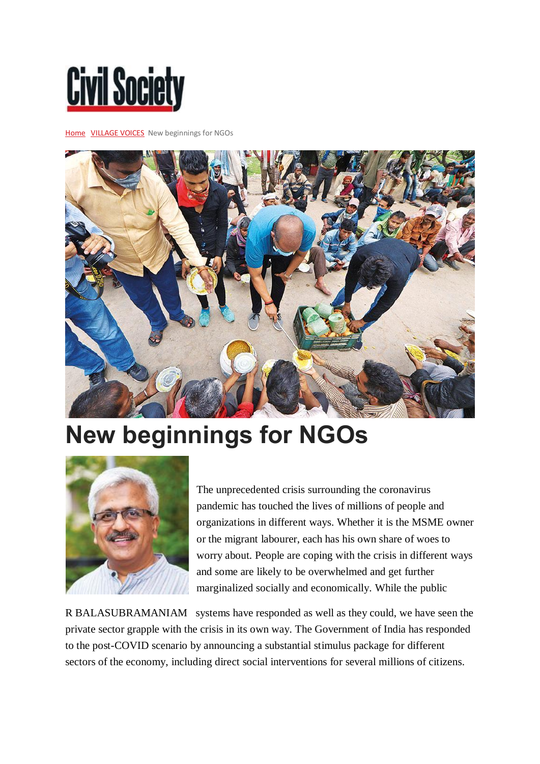Civil Society

Home VILLAGE VOICES New beginnings for NGOs

# New beginnings for NGOs

R BALASUBRAMANIAM

The unprecedented crisis surrounding the coronavirus pandemic has touched the lives of millions of people and organizations in different ways. Whether it is the MSME owner or the migrant labourer, each has his own share of woes to worry about. People are coping with the crisis in different ways and some are likely to be overwhelmed and get further marginalized socially and economically. While the public systems have responded as well as they could, we have seen the private sector grapple with the crisis in its own way. The Government of India has responded to the post-COVID scenario by announcing a substantial stimulus package for different sectors of the economy, including direct social interventions for several millions of citizens.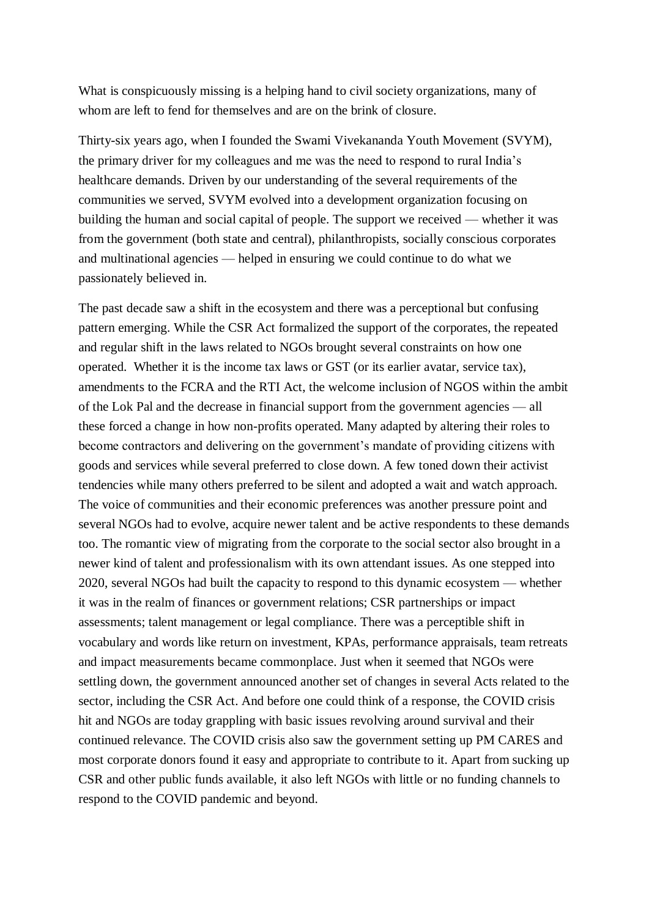What is conspicuously missing is a helping hand to civil society organizations, many of whom are left to fend for themselves and are on the brink of closure.

Thirty-six years ago, when I founded the Swami Vivekananda Youth Movement (SVYM), the primary driver for my colleagues and me was the need to respond to rural India's healthcare demands. Driven by our understanding of the several requirements of the communities we served, SVYM evolved into a development organization focusing on building the human and social capital of people. The support we received — whether it was from the government (both state and central), philanthropists, socially conscious corporates and multinational agencies — helped in ensuring we could continue to do what we passionately believed in.

The past decade saw a shift in the ecosystem and there was a perceptional but confusing pattern emerging. While the CSR Act formalized the support of the corporates, the repeated and regular shift in the laws related to NGOs brought several constraints on how one operated. Whether it is the income tax laws or GST (or its earlier avatar, service tax), amendments to the FCRA and the RTI Act, the welcome inclusion of NGOS within the ambit of the Lok Pal and the decrease in financial support from the government agencies — all these forced a change in how non-profits operated. Many adapted by altering their roles to become contractors and delivering on the government's mandate of providing citizens with goods and services while several preferred to close down. A few toned down their activist tendencies while many others preferred to be silent and adopted a wait and watch approach. The voice of communities and their economic preferences was another pressure point and several NGOs had to evolve, acquire newer talent and be active respondents to these demands too. The romantic view of migrating from the corporate to the social sector also brought in a newer kind of talent and professionalism with its own attendant issues. As one stepped into 2020, several NGOs had built the capacity to respond to this dynamic ecosystem — whether it was in the realm of finances or government relations; CSR partnerships or impact assessments; talent management or legal compliance. There was a perceptible shift in vocabulary and words like return on investment, KPAs, performance appraisals, team retreats and impact measurements became commonplace. Just when it seemed that NGOs were settling down, the government announced another set of changes in several Acts related to the sector, including the CSR Act. And before one could think of a response, the COVID crisis hit and NGOs are today grappling with basic issues revolving around survival and their continued relevance. The COVID crisis also saw the government setting up PM CARES and most corporate donors found it easy and appropriate to contribute to it. Apart from sucking up CSR and other public funds available, it also left NGOs with little or no funding channels to respond to the COVID pandemic and beyond.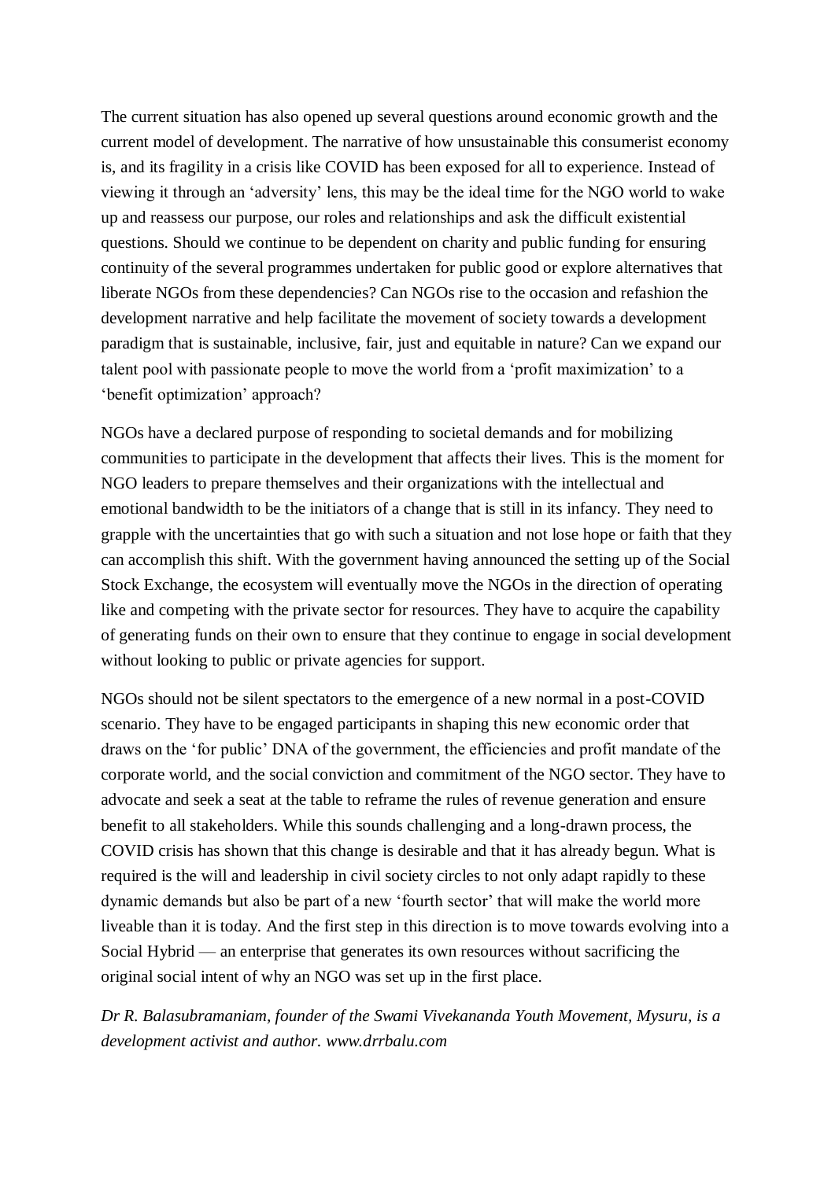The current situation has also opened up several questions around economic growth and the current model of development. The narrative of how unsustainable this consumerist economy is, and its fragility in a crisis like COVID has been exposed for all to experience. Instead of viewing it through an 'adversity' lens, this may be the ideal time for the NGO world to wake up and reassess our purpose, our roles and relationships and ask the difficult existential questions. Should we continue to be dependent on charity and public funding for ensuring continuity of the several programmes undertaken for public good or explore alternatives that liberate NGOs from these dependencies? Can NGOs rise to the occasion and refashion the development narrative and help facilitate the movement of society towards a development paradigm that is sustainable, inclusive, fair, just and equitable in nature? Can we expand our talent pool with passionate people to move the world from a 'profit maximization' to a 'benefit optimization' approach?

NGOs have a declared purpose of responding to societal demands and for mobilizing communities to participate in the development that affects their lives. This is the moment for NGO leaders to prepare themselves and their organizations with the intellectual and emotional bandwidth to be the initiators of a change that is still in its infancy. They need to grapple with the uncertainties that go with such a situation and not lose hope or faith that they can accomplish this shift. With the government having announced the setting up of the Social Stock Exchange, the ecosystem will eventually move the NGOs in the direction of operating like and competing with the private sector for resources. They have to acquire the capability of generating funds on their own to ensure that they continue to engage in social development without looking to public or private agencies for support.

NGOs should not be silent spectators to the emergence of a new normal in a post-COVID scenario. They have to be engaged participants in shaping this new economic order that draws on the 'for public' DNA of the government, the efficiencies and profit mandate of the corporate world, and the social conviction and commitment of the NGO sector. They have to advocate and seek a seat at the table to reframe the rules of revenue generation and ensure benefit to all stakeholders. While this sounds challenging and a long-drawn process, the COVID crisis has shown that this change is desirable and that it has already begun. What is required is the will and leadership in civil society circles to not only adapt rapidly to these dynamic demands but also be part of a new 'fourth sector' that will make the world more liveable than it is today. And the first step in this direction is to move towards evolving into a Social Hybrid — an enterprise that generates its own resources without sacrificing the original social intent of why an NGO was set up in the first place.

*Dr R. Balasubramaniam, founder of the Swami Vivekananda Youth Movement, Mysuru, is a development activist and author. www.drrbalu.com*